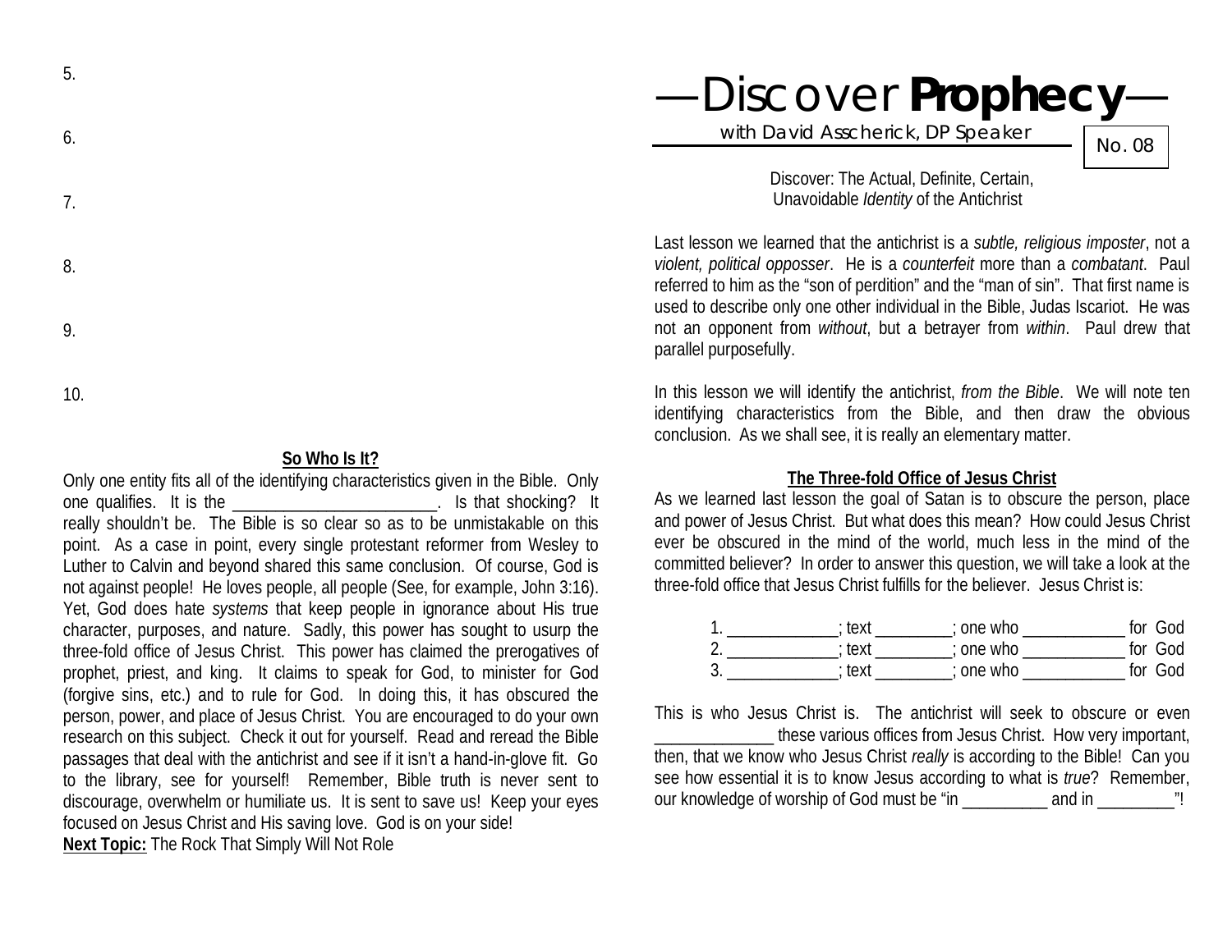5.

6.

7.

8.

9.

10.

**So Who Is It?**

Only one entity fits all of the identifying characteristics given in the Bible. Only one qualifies. It is the ________________________. Is that shocking? It really shouldn't be. The Bible is so clear so as to be unmistakable on this point. As a case in point, every single protestant reformer from Wesley to Luther to Calvin and beyond shared this same conclusion. Of course, God is not against people! He loves people, all people (See, for example, John 3:16). Yet, God does hate *systems* that keep people in ignorance about His true character, purposes, and nature. Sadly, this power has sought to usurp the three-fold office of Jesus Christ. This power has claimed the prerogatives of prophet, priest, and king. It claims to speak for God, to minister for God (forgive sins, etc.) and to rule for God. In doing this, it has obscured the person, power, and place of Jesus Christ. You are encouraged to do your own research on this subject. Check it out for yourself. Read and reread the Bible passages that deal with the antichrist and see if it isn't a hand-in-glove fit. Go to the library, see for yourself! Remember, Bible truth is never sent to discourage, overwhelm or humiliate us. It is sent to save us! Keep your eyes focused on Jesus Christ and His saving love. God is on your side!

**Next Topic:** The Rock That Simply Will Not Role

# —Discover **Prophecy**—

with David Asscherick, DP Speaker

No. 08

Discover: The Actual, Definite, Certain, Unavoidable *Identity* of the Antichrist

Last lesson we learned that the antichrist is a *subtle, religious imposter*, not a *violent, political opposser*. He is a *counterfeit* more than a *combatant*. Paul referred to him as the "son of perdition" and the "man of sin". That first name is used to describe only one other individual in the Bible, Judas Iscariot. He was not an opponent from *without*, but a betrayer from *within*. Paul drew that parallel purposefully.

In this lesson we will identify the antichrist, *from the Bible*. We will note ten identifying characteristics from the Bible, and then draw the obvious conclusion. As we shall see, it is really an elementary matter.

**The Three-fold Office of Jesus Christ**

As we learned last lesson the goal of Satan is to obscure the person, place and power of Jesus Christ. But what does this mean? How could Jesus Christ ever be obscured in the mind of the world, much less in the mind of the committed believer? In order to answer this question, we will take a look at the three-fold office that Jesus Christ fulfills for the believer. Jesus Christ is:

1. _____________; text _________; one who ____________ for God
2. _____________; text _________; one who ____________ for God
3. _____________; text _________; one who ____________ for God

This is who Jesus Christ is. The antichrist will seek to obscure or even ______________ these various offices from Jesus Christ. How very important, then, that we know who Jesus Christ *really* is according to the Bible! Can you see how essential it is to know Jesus according to what is *true*? Remember, our knowledge of worship of God must be "in __________ and in _________"!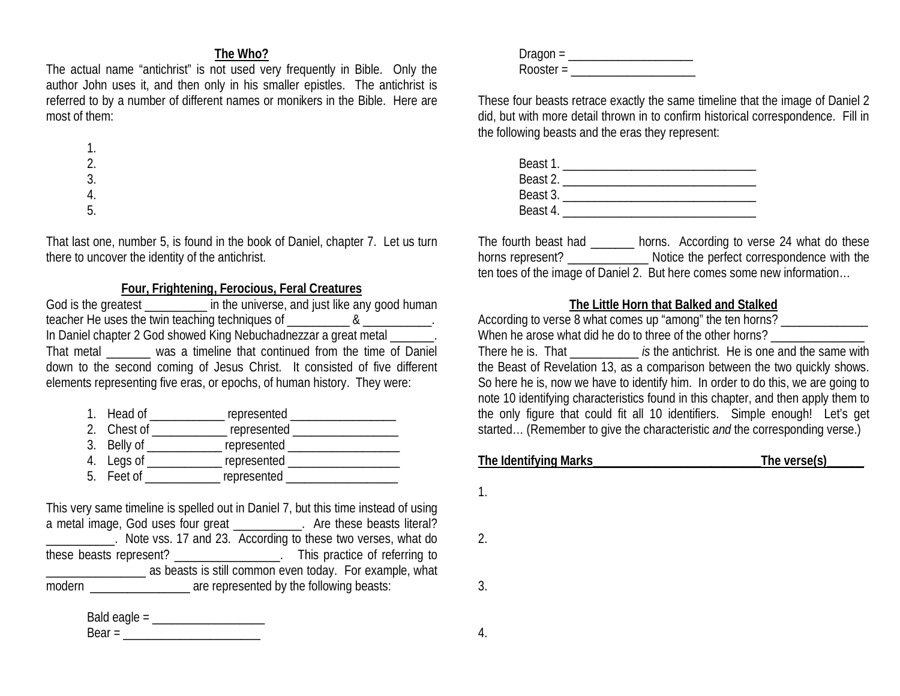### The Who?

The actual name "antichrist" is not used very frequently in Bible. Only the author John uses it, and then only in his smaller epistles. The antichrist is referred to by a number of different names or monikers in the Bible. Here are most of them:

1.
2.
3.
4.
5.

That last one, number 5, is found in the book of Daniel, chapter 7. Let us turn there to uncover the identity of the antichrist.

### Four, Frightening, Ferocious, Feral Creatures

God is the greatest __________ in the universe, and just like any good human teacher He uses the twin teaching techniques of __________ & ___________. In Daniel chapter 2 God showed King Nebuchadnezzar a great metal _______. That metal _______ was a timeline that continued from the time of Daniel down to the second coming of Jesus Christ. It consisted of five different elements representing five eras, or epochs, of human history. They were:

1. Head of ____________ represented _________________
2. Chest of ____________ represented _________________
3. Belly of ____________ represented __________________
4. Legs of ____________ represented __________________
5. Feet of ____________ represented __________________

This very same timeline is spelled out in Daniel 7, but this time instead of using a metal image, God uses four great ___________. Are these beasts literal? ___________. Note vss. 17 and 23. According to these two verses, what do these beasts represent? _________________. This practice of referring to ________________ as beasts is still common even today. For example, what modern ________________ are represented by the following beasts:

Bald eagle = __________________
Bear = ______________________
Dragon = ____________________
Rooster = ____________________

These four beasts retrace exactly the same timeline that the image of Daniel 2 did, but with more detail thrown in to confirm historical correspondence. Fill in the following beasts and the eras they represent:

Beast 1. ________________________________
Beast 2. ________________________________
Beast 3. ________________________________
Beast 4. ________________________________

The fourth beast had _______ horns. According to verse 24 what do these horns represent? _____________ Notice the perfect correspondence with the ten toes of the image of Daniel 2. But here comes some new information…

### The Little Horn that Balked and Stalked

According to verse 8 what comes up "among" the ten horns? ______________ When he arose what did he do to three of the other horns? _______________ There he is. That ___________ *is* the antichrist. He is one and the same with the Beast of Revelation 13, as a comparison between the two quickly shows. So here he is, now we have to identify him. In order to do this, we are going to note 10 identifying characteristics found in this chapter, and then apply them to the only figure that could fit all 10 identifiers. Simple enough! Let's get started… (Remember to give the characteristic *and* the corresponding verse.)

**The Identifying Marks\_\_\_\_\_\_\_\_\_\_\_\_\_\_\_\_\_\_\_\_\_\_\_\_\_\_\_\_The verse(s)\_\_\_\_\_\_**

1.

2.

3.

4.